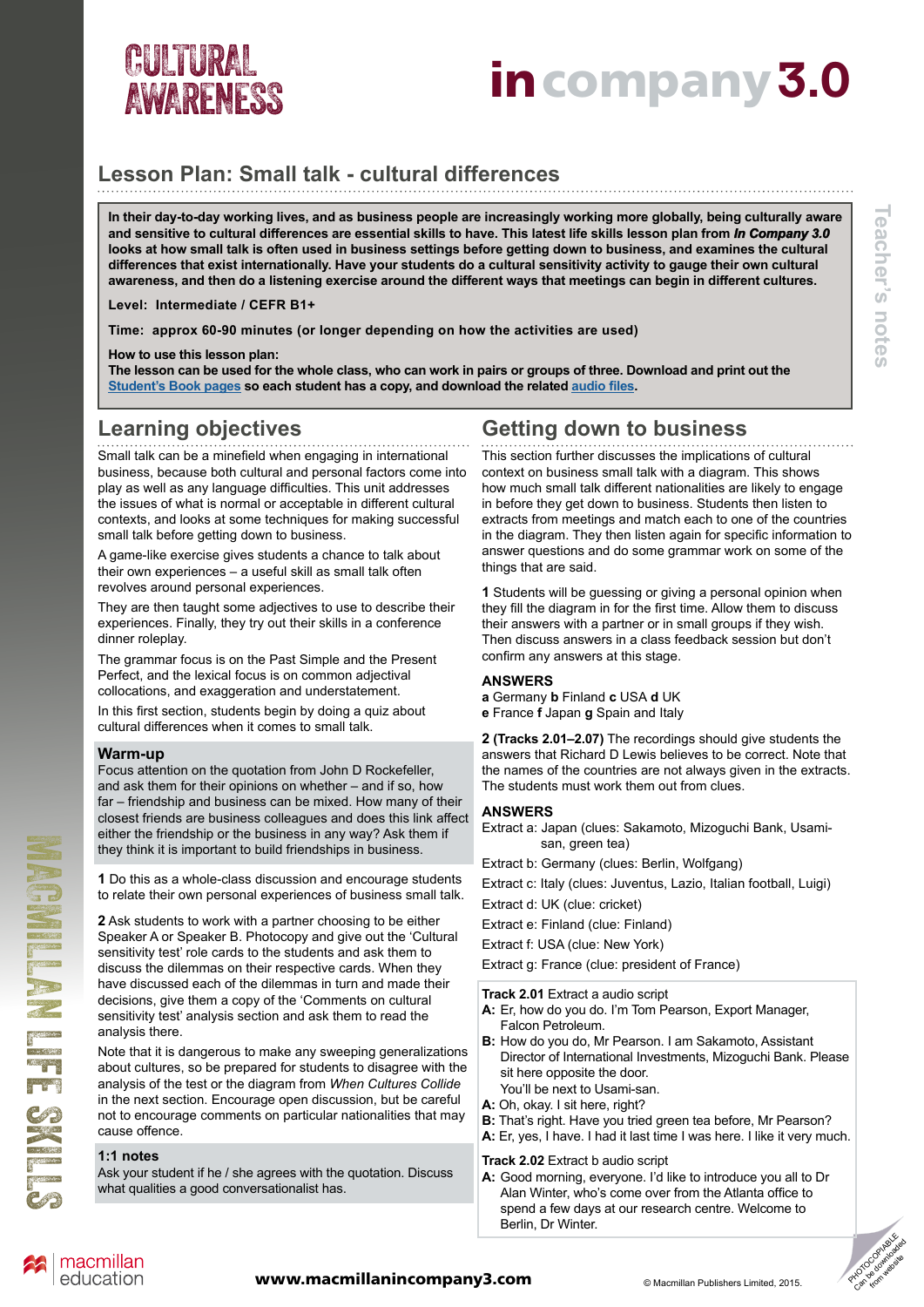# Lesson Plan: Small talk - cultural differences

**In their day-to-day working lives, and as business people are increasingly working more globally, being culturally aware and sensitive to cultural differences are essential skills to have. This latest life skills lesson plan from *In Company 3.0* looks at how small talk is often used in business settings before getting down to business, and examines the cultural differences that exist internationally. Have your students do a cultural sensitivity activity to gauge their own cultural awareness, and then do a listening exercise around the different ways that meetings can begin in different cultures.**

**Level: Intermediate / CEFR B1+**

**Time: approx 60-90 minutes (or longer depending on how the activities are used)**

**How to use this lesson plan:**
**The lesson can be used for the whole class, who can work in pairs or groups of three. Download and print out the Student's Book pages so each student has a copy, and download the related audio files.**

## Learning objectives

Small talk can be a minefield when engaging in international business, because both cultural and personal factors come into play as well as any language difficulties. This unit addresses the issues of what is normal or acceptable in different cultural contexts, and looks at some techniques for making successful small talk before getting down to business.

A game-like exercise gives students a chance to talk about their own experiences – a useful skill as small talk often revolves around personal experiences.

They are then taught some adjectives to use to describe their experiences. Finally, they try out their skills in a conference dinner roleplay.

The grammar focus is on the Past Simple and the Present Perfect, and the lexical focus is on common adjectival collocations, and exaggeration and understatement.

In this first section, students begin by doing a quiz about cultural differences when it comes to small talk.

### Warm-up

Focus attention on the quotation from John D Rockefeller, and ask them for their opinions on whether – and if so, how far – friendship and business can be mixed. How many of their closest friends are business colleagues and does this link affect either the friendship or the business in any way? Ask them if they think it is important to build friendships in business.

**1** Do this as a whole-class discussion and encourage students to relate their own personal experiences of business small talk.

**2** Ask students to work with a partner choosing to be either Speaker A or Speaker B. Photocopy and give out the 'Cultural sensitivity test' role cards to the students and ask them to discuss the dilemmas on their respective cards. When they have discussed each of the dilemmas in turn and made their decisions, give them a copy of the 'Comments on cultural sensitivity test' analysis section and ask them to read the analysis there.

Note that it is dangerous to make any sweeping generalizations about cultures, so be prepared for students to disagree with the analysis of the test or the diagram from *When Cultures Collide* in the next section. Encourage open discussion, but be careful not to encourage comments on particular nationalities that may cause offence.

### 1:1 notes

Ask your student if he / she agrees with the quotation. Discuss what qualities a good conversationalist has.

## Getting down to business

This section further discusses the implications of cultural context on business small talk with a diagram. This shows how much small talk different nationalities are likely to engage in before they get down to business. Students then listen to extracts from meetings and match each to one of the countries in the diagram. They then listen again for specific information to answer questions and do some grammar work on some of the things that are said.

**1** Students will be guessing or giving a personal opinion when they fill the diagram in for the first time. Allow them to discuss their answers with a partner or in small groups if they wish. Then discuss answers in a class feedback session but don't confirm any answers at this stage.

**ANSWERS**

**a** Germany **b** Finland **c** USA **d** UK
**e** France **f** Japan **g** Spain and Italy

**2 (Tracks 2.01–2.07)** The recordings should give students the answers that Richard D Lewis believes to be correct. Note that the names of the countries are not always given in the extracts. The students must work them out from clues.

**ANSWERS**

Extract a: Japan (clues: Sakamoto, Mizoguchi Bank, Usami-san, green tea)

Extract b: Germany (clues: Berlin, Wolfgang)

Extract c: Italy (clues: Juventus, Lazio, Italian football, Luigi)

Extract d: UK (clue: cricket)

Extract e: Finland (clue: Finland)

Extract f: USA (clue: New York)

Extract g: France (clue: president of France)

**Track 2.01** Extract a audio script

**A:** Er, how do you do. I'm Tom Pearson, Export Manager, Falcon Petroleum.
**B:** How do you do, Mr Pearson. I am Sakamoto, Assistant Director of International Investments, Mizoguchi Bank. Please sit here opposite the door.
You'll be next to Usami-san.
**A:** Oh, okay. I sit here, right?
**B:** That's right. Have you tried green tea before, Mr Pearson?
**A:** Er, yes, I have. I had it last time I was here. I like it very much.

**Track 2.02** Extract b audio script

**A:** Good morning, everyone. I'd like to introduce you all to Dr Alan Winter, who's come over from the Atlanta office to spend a few days at our research centre. Welcome to Berlin, Dr Winter.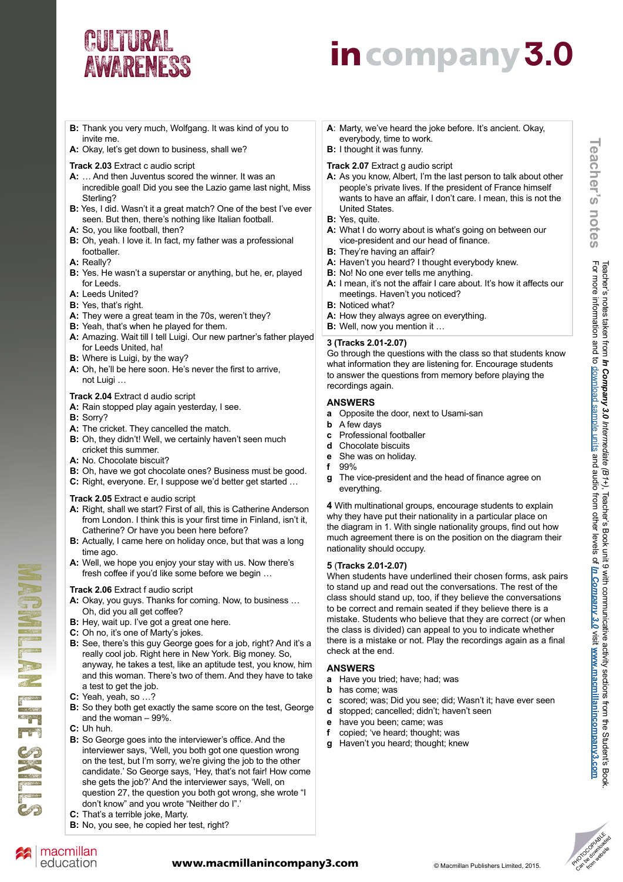**B:** Thank you very much, Wolfgang. It was kind of you to invite me.
**A:** Okay, let's get down to business, shall we?

**Track 2.03** Extract c audio script
**A:** … And then Juventus scored the winner. It was an incredible goal! Did you see the Lazio game last night, Miss Sterling?
**B:** Yes, I did. Wasn't it a great match? One of the best I've ever seen. But then, there's nothing like Italian football.
**A:** So, you like football, then?
**B:** Oh, yeah. I love it. In fact, my father was a professional footballer.
**A:** Really?
**B:** Yes. He wasn't a superstar or anything, but he, er, played for Leeds.
**A:** Leeds United?
**B:** Yes, that's right.
**A:** They were a great team in the 70s, weren't they?
**B:** Yeah, that's when he played for them.
**A:** Amazing. Wait till I tell Luigi. Our new partner's father played for Leeds United, ha!
**B:** Where is Luigi, by the way?
**A:** Oh, he'll be here soon. He's never the first to arrive, not Luigi …

**Track 2.04** Extract d audio script
**A:** Rain stopped play again yesterday, I see.
**B:** Sorry?
**A:** The cricket. They cancelled the match.
**B:** Oh, they didn't! Well, we certainly haven't seen much cricket this summer.
**A:** No. Chocolate biscuit?
**B:** Oh, have we got chocolate ones? Business must be good.
**C:** Right, everyone. Er, I suppose we'd better get started …

**Track 2.05** Extract e audio script
**A:** Right, shall we start? First of all, this is Catherine Anderson from London. I think this is your first time in Finland, isn't it, Catherine? Or have you been here before?
**B:** Actually, I came here on holiday once, but that was a long time ago.
**A:** Well, we hope you enjoy your stay with us. Now there's fresh coffee if you'd like some before we begin …

**Track 2.06** Extract f audio script
**A:** Okay, you guys. Thanks for coming. Now, to business … Oh, did you all get coffee?
**B:** Hey, wait up. I've got a great one here.
**C:** Oh no, it's one of Marty's jokes.
**B:** See, there's this guy George goes for a job, right? And it's a really cool job. Right here in New York. Big money. So, anyway, he takes a test, like an aptitude test, you know, him and this woman. There's two of them. And they have to take a test to get the job.
**C:** Yeah, yeah, so …?
**B:** So they both get exactly the same score on the test, George and the woman – 99%.
**C:** Uh huh.
**B:** So George goes into the interviewer's office. And the interviewer says, 'Well, you both got one question wrong on the test, but I'm sorry, we're giving the job to the other candidate.' So George says, 'Hey, that's not fair! How come she gets the job?' And the interviewer says, 'Well, on question 27, the question you both got wrong, she wrote "I don't know" and you wrote "Neither do I".'
**C:** That's a terrible joke, Marty.
**B:** No, you see, he copied her test, right?
**A**: Marty, we've heard the joke before. It's ancient. Okay, everybody, time to work.
**B:** I thought it was funny.

**Track 2.07** Extract g audio script
**A:** As you know, Albert, I'm the last person to talk about other people's private lives. If the president of France himself wants to have an affair, I don't care. I mean, this is not the United States.
**B:** Yes, quite.
**A:** What I do worry about is what's going on between our vice-president and our head of finance.
**B:** They're having an affair?
**A:** Haven't you heard? I thought everybody knew.
**B:** No! No one ever tells me anything.
**A:** I mean, it's not the affair I care about. It's how it affects our meetings. Haven't you noticed?
**B:** Noticed what?
**A:** How they always agree on everything.
**B:** Well, now you mention it …

**3 (Tracks 2.01-2.07)**
Go through the questions with the class so that students know what information they are listening for. Encourage students to answer the questions from memory before playing the recordings again.

**ANSWERS**
- **a** Opposite the door, next to Usami-san
- **b** A few days
- **c** Professional footballer
- **d** Chocolate biscuits
- **e** She was on holiday.
- **f** 99%
- **g** The vice-president and the head of finance agree on everything.

**4** With multinational groups, encourage students to explain why they have put their nationality in a particular place on the diagram in 1. With single nationality groups, find out how much agreement there is on the position on the diagram their nationality should occupy.

**5** (**Tracks 2.01-2.07**)
When students have underlined their chosen forms, ask pairs to stand up and read out the conversations. The rest of the class should stand up, too, if they believe the conversations to be correct and remain seated if they believe there is a mistake. Students who believe that they are correct (or when the class is divided) can appeal to you to indicate whether there is a mistake or not. Play the recordings again as a final check at the end.

**ANSWERS**
- **a** Have you tried; have; had; was
- **b** has come; was
- **c** scored; was; Did you see; did; Wasn't it; have ever seen
- **d** stopped; cancelled; didn't; haven't seen
- **e** have you been; came; was
- **f** copied; 've heard; thought; was
- **g** Haven't you heard; thought; knew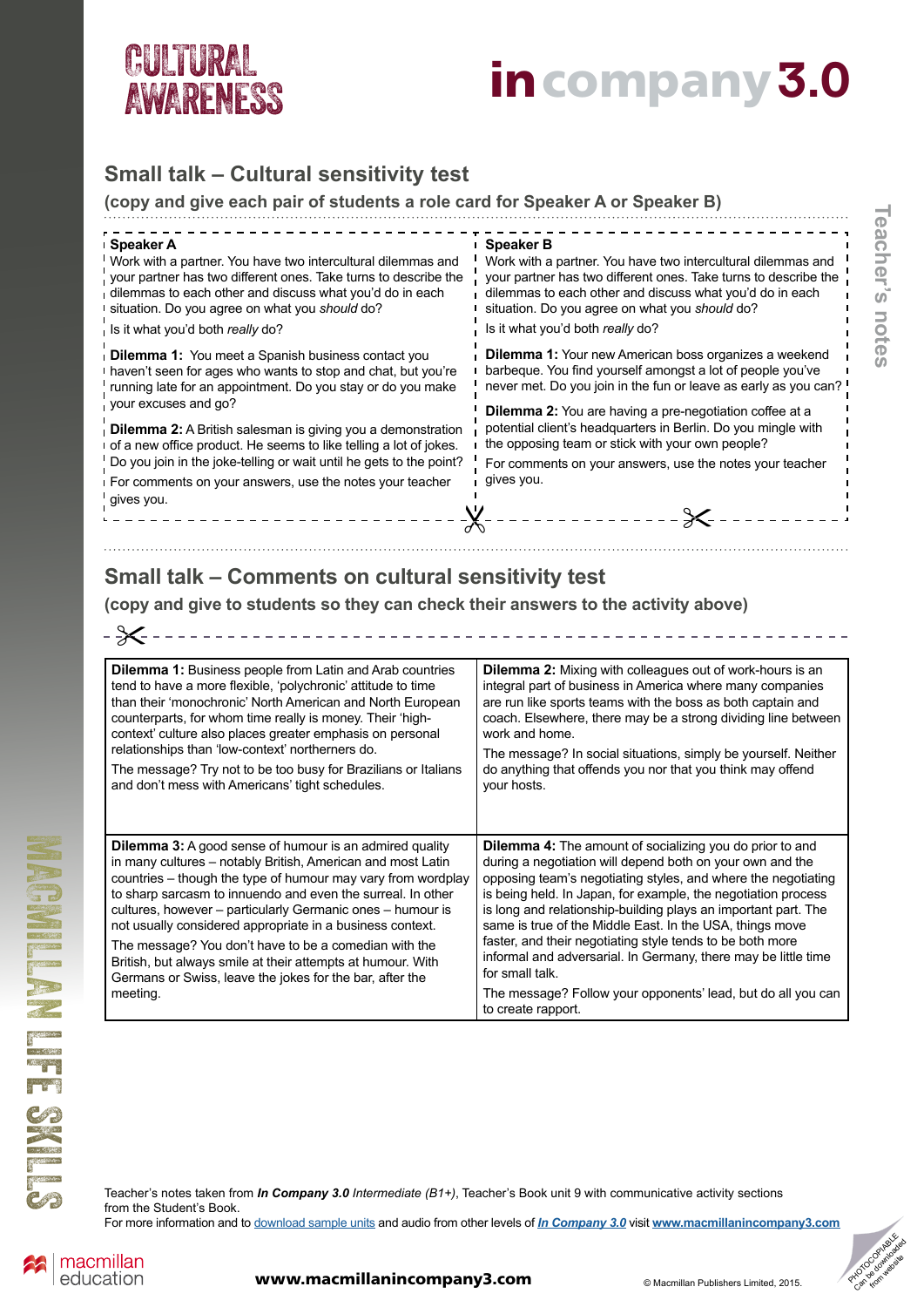CULTURAL AWARENESS

in company 3.0

## Small talk – Cultural sensitivity test

### (copy and give each pair of students a role card for Speaker A or Speaker B)

**Speaker A**

Work with a partner. You have two intercultural dilemmas and your partner has two different ones. Take turns to describe the dilemmas to each other and discuss what you'd do in each situation. Do you agree on what you *should* do?

Is it what you'd both *really* do?

**Dilemma 1:** You meet a Spanish business contact you haven't seen for ages who wants to stop and chat, but you're running late for an appointment. Do you stay or do you make your excuses and go?

**Dilemma 2:** A British salesman is giving you a demonstration of a new office product. He seems to like telling a lot of jokes. Do you join in the joke-telling or wait until he gets to the point?

For comments on your answers, use the notes your teacher gives you.

**Speaker B**

Work with a partner. You have two intercultural dilemmas and your partner has two different ones. Take turns to describe the dilemmas to each other and discuss what you'd do in each situation. Do you agree on what you *should* do?

Is it what you'd both *really* do?

**Dilemma 1:** Your new American boss organizes a weekend barbeque. You find yourself amongst a lot of people you've never met. Do you join in the fun or leave as early as you can?

**Dilemma 2:** You are having a pre-negotiation coffee at a potential client's headquarters in Berlin. Do you mingle with the opposing team or stick with your own people?

For comments on your answers, use the notes your teacher gives you.

## Small talk – Comments on cultural sensitivity test

### (copy and give to students so they can check their answers to the activity above)

**Dilemma 1:** Business people from Latin and Arab countries tend to have a more flexible, 'polychronic' attitude to time than their 'monochronic' North American and North European counterparts, for whom time really is money. Their 'high-context' culture also places greater emphasis on personal relationships than 'low-context' northerners do.

The message? Try not to be too busy for Brazilians or Italians and don't mess with Americans' tight schedules.

**Dilemma 2:** Mixing with colleagues out of work-hours is an integral part of business in America where many companies are run like sports teams with the boss as both captain and coach. Elsewhere, there may be a strong dividing line between work and home.

The message? In social situations, simply be yourself. Neither do anything that offends you nor that you think may offend your hosts.

**Dilemma 3:** A good sense of humour is an admired quality in many cultures – notably British, American and most Latin countries – though the type of humour may vary from wordplay to sharp sarcasm to innuendo and even the surreal. In other cultures, however – particularly Germanic ones – humour is not usually considered appropriate in a business context.

The message? You don't have to be a comedian with the British, but always smile at their attempts at humour. With Germans or Swiss, leave the jokes for the bar, after the meeting.

**Dilemma 4:** The amount of socializing you do prior to and during a negotiation will depend both on your own and the opposing team's negotiating styles, and where the negotiating is being held. In Japan, for example, the negotiation process is long and relationship-building plays an important part. The same is true of the Middle East. In the USA, things move faster, and their negotiating style tends to be both more informal and adversarial. In Germany, there may be little time for small talk.

The message? Follow your opponents' lead, but do all you can to create rapport.

Teacher's notes taken from ***In Company 3.0*** *Intermediate (B1+)*, Teacher's Book unit 9 with communicative activity sections from the Student's Book.

For more information and to download sample units and audio from other levels of ***In Company 3.0*** visit **www.macmillanincompany3.com**

© Macmillan Publishers Limited, 2015.